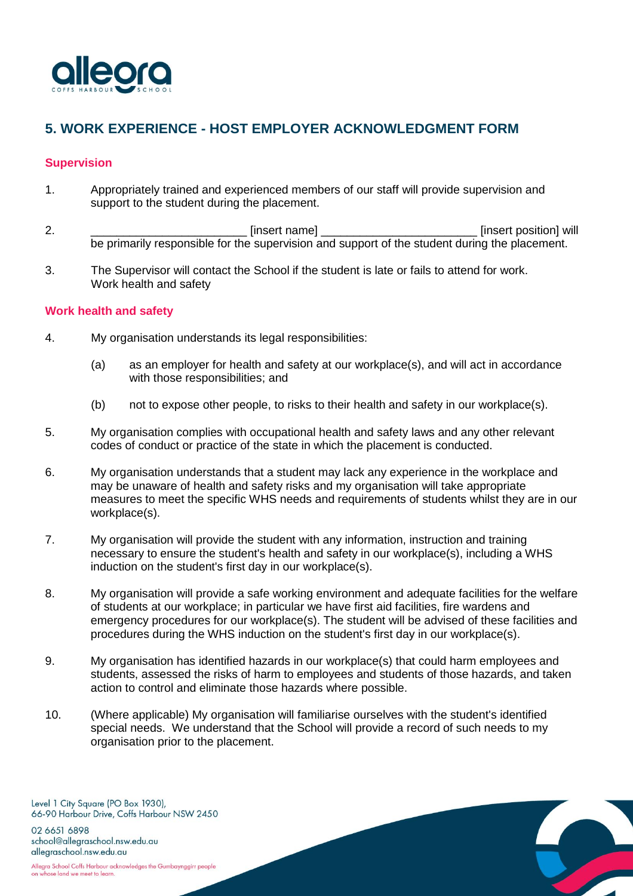## 5. WORK EXPERIENCE - HOST EMPLOYER ACKNOWLEDGMENT FORM

### Supervision

1. Appropriately trained and experienced members of our staff will provide supervision and support to the student during the placement.

2. ________________________ [insert name] ________________________ [insert position] will be primarily responsible for the supervision and support of the student during the placement.

3. The Supervisor will contact the School if the student is late or fails to attend for work. Work health and safety

### Work health and safety

4. My organisation understands its legal responsibilities:

   (a) as an employer for health and safety at our workplace(s), and will act in accordance with those responsibilities; and

   (b) not to expose other people, to risks to their health and safety in our workplace(s).

5. My organisation complies with occupational health and safety laws and any other relevant codes of conduct or practice of the state in which the placement is conducted.

6. My organisation understands that a student may lack any experience in the workplace and may be unaware of health and safety risks and my organisation will take appropriate measures to meet the specific WHS needs and requirements of students whilst they are in our workplace(s).

7. My organisation will provide the student with any information, instruction and training necessary to ensure the student's health and safety in our workplace(s), including a WHS induction on the student's first day in our workplace(s).

8. My organisation will provide a safe working environment and adequate facilities for the welfare of students at our workplace; in particular we have first aid facilities, fire wardens and emergency procedures for our workplace(s). The student will be advised of these facilities and procedures during the WHS induction on the student's first day in our workplace(s).

9. My organisation has identified hazards in our workplace(s) that could harm employees and students, assessed the risks of harm to employees and students of those hazards, and taken action to control and eliminate those hazards where possible.

10. (Where applicable) My organisation will familiarise ourselves with the student's identified special needs. We understand that the School will provide a record of such needs to my organisation prior to the placement.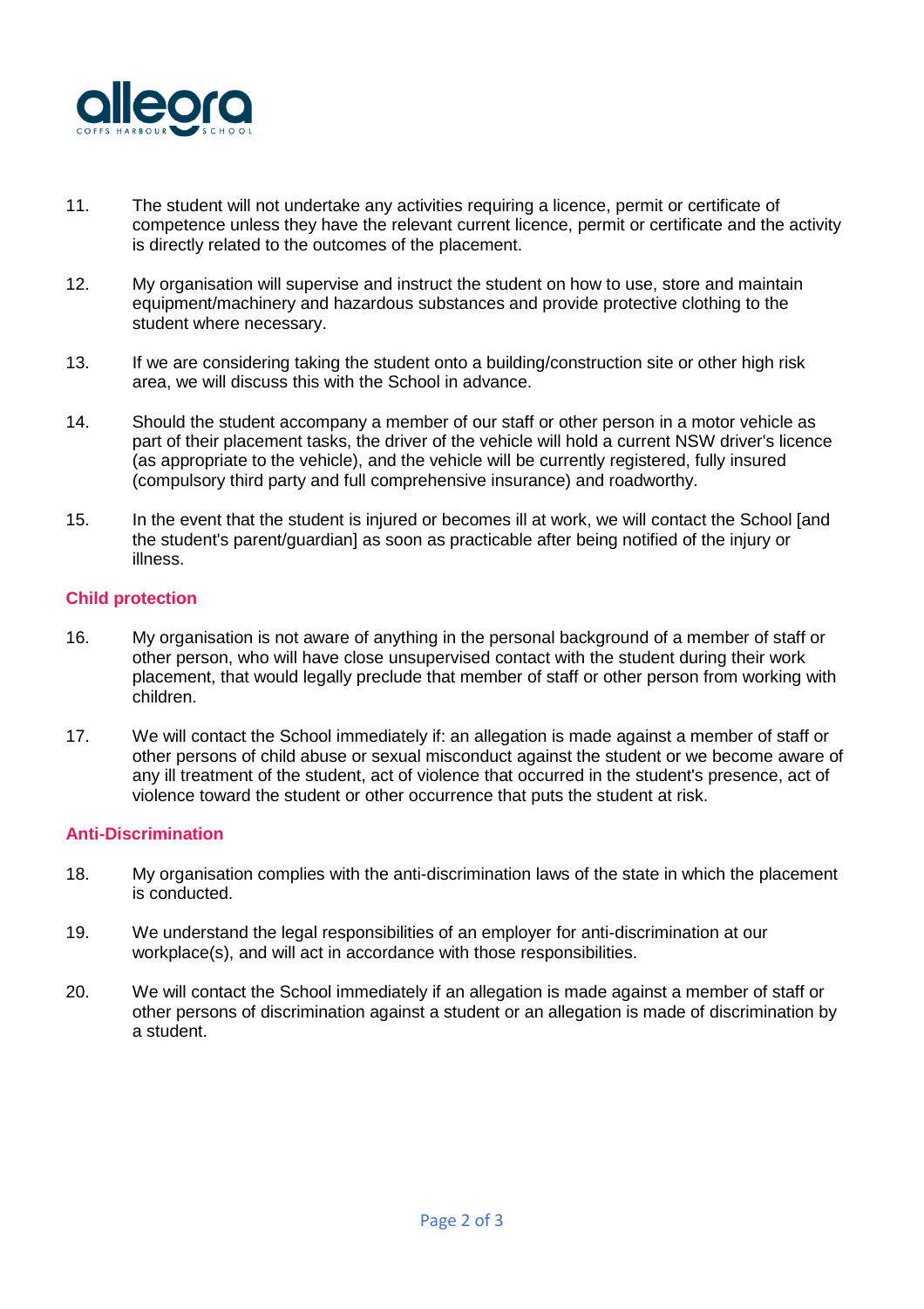11. The student will not undertake any activities requiring a licence, permit or certificate of competence unless they have the relevant current licence, permit or certificate and the activity is directly related to the outcomes of the placement.

12. My organisation will supervise and instruct the student on how to use, store and maintain equipment/machinery and hazardous substances and provide protective clothing to the student where necessary.

13. If we are considering taking the student onto a building/construction site or other high risk area, we will discuss this with the School in advance.

14. Should the student accompany a member of our staff or other person in a motor vehicle as part of their placement tasks, the driver of the vehicle will hold a current NSW driver's licence (as appropriate to the vehicle), and the vehicle will be currently registered, fully insured (compulsory third party and full comprehensive insurance) and roadworthy.

15. In the event that the student is injured or becomes ill at work, we will contact the School [and the student's parent/guardian] as soon as practicable after being notified of the injury or illness.

## Child protection

16. My organisation is not aware of anything in the personal background of a member of staff or other person, who will have close unsupervised contact with the student during their work placement, that would legally preclude that member of staff or other person from working with children.

17. We will contact the School immediately if: an allegation is made against a member of staff or other persons of child abuse or sexual misconduct against the student or we become aware of any ill treatment of the student, act of violence that occurred in the student's presence, act of violence toward the student or other occurrence that puts the student at risk.

## Anti-Discrimination

18. My organisation complies with the anti-discrimination laws of the state in which the placement is conducted.

19. We understand the legal responsibilities of an employer for anti-discrimination at our workplace(s), and will act in accordance with those responsibilities.

20. We will contact the School immediately if an allegation is made against a member of staff or other persons of discrimination against a student or an allegation is made of discrimination by a student.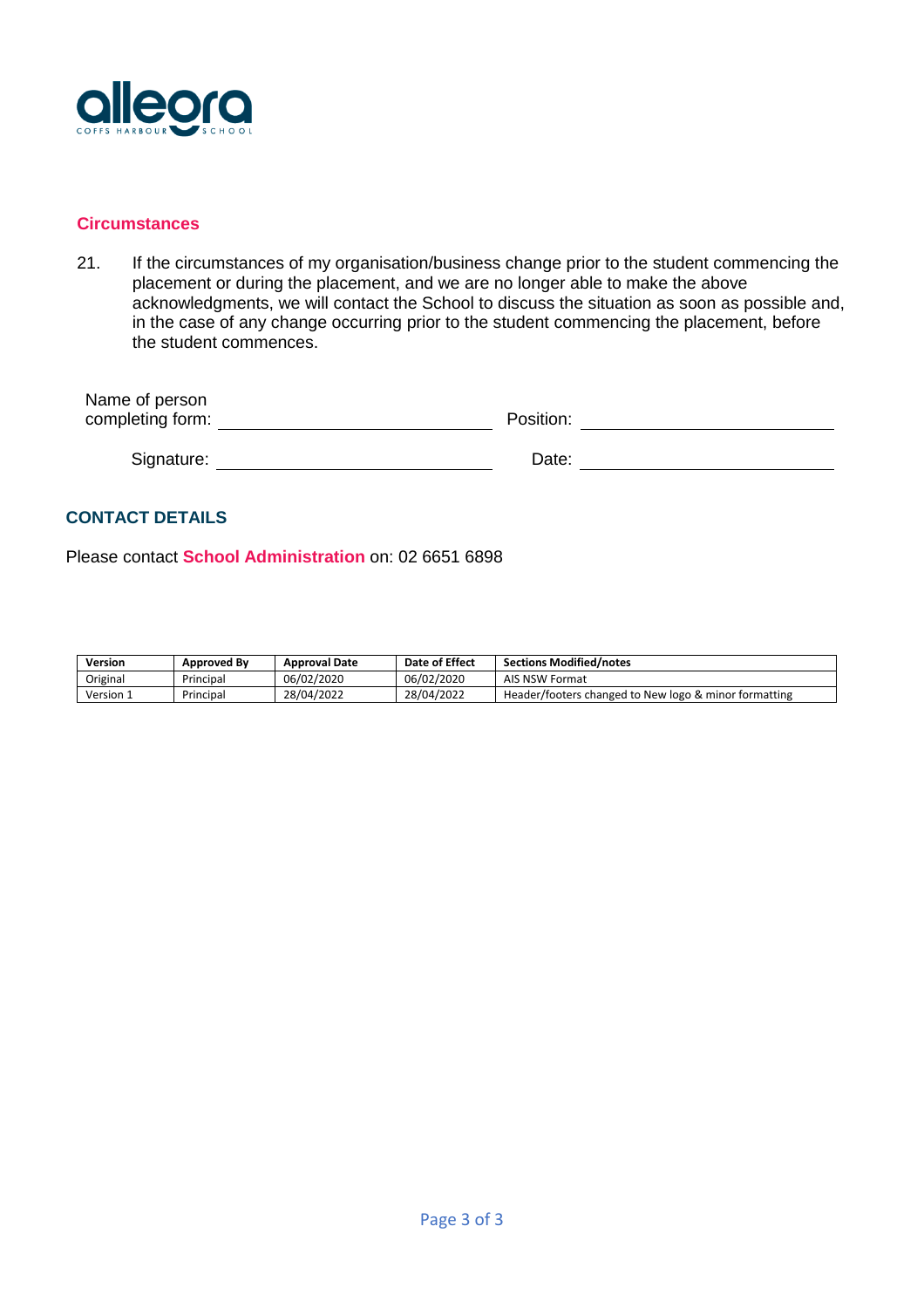#### Circumstances

21. If the circumstances of my organisation/business change prior to the student commencing the placement or during the placement, and we are no longer able to make the above acknowledgments, we will contact the School to discuss the situation as soon as possible and, in the case of any change occurring prior to the student commencing the placement, before the student commences.

Name of person completing form: ______________________________ Position: ______________________________

Signature: ______________________________ Date: ______________________________

### CONTACT DETAILS

Please contact **School Administration** on: 02 6651 6898

| Version | Approved By | Approval Date | Date of Effect | Sections Modified/notes |
|---|---|---|---|---|
| Original | Principal | 06/02/2020 | 06/02/2020 | AIS NSW Format |
| Version 1 | Principal | 28/04/2022 | 28/04/2022 | Header/footers changed to New logo & minor formatting |